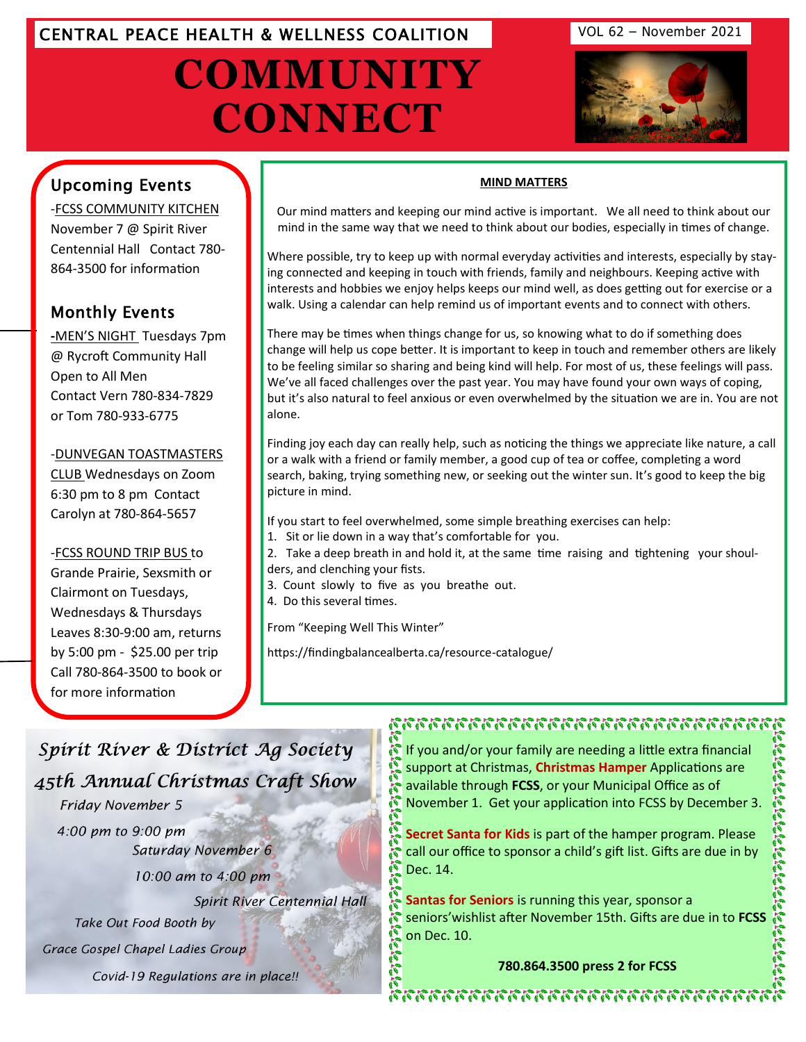CENTRAL PEACE HEALTH & WELLNESS COALITION

VOL 62 – November 2021

# COMMUNITY CONNECT

## Upcoming Events

-FCSS COMMUNITY KITCHEN
November 7 @ Spirit River Centennial Hall Contact 780-864-3500 for information

## Monthly Events

-MEN'S NIGHT Tuesdays 7pm @ Rycroft Community Hall Open to All Men Contact Vern 780-834-7829 or Tom 780-933-6775

-DUNVEGAN TOASTMASTERS CLUB Wednesdays on Zoom 6:30 pm to 8 pm Contact Carolyn at 780-864-5657

-FCSS ROUND TRIP BUS to Grande Prairie, Sexsmith or Clairmont on Tuesdays, Wednesdays & Thursdays Leaves 8:30-9:00 am, returns by 5:00 pm - $25.00 per trip Call 780-864-3500 to book or for more information

## MIND MATTERS

Our mind matters and keeping our mind active is important. We all need to think about our mind in the same way that we need to think about our bodies, especially in times of change.

Where possible, try to keep up with normal everyday activities and interests, especially by staying connected and keeping in touch with friends, family and neighbours. Keeping active with interests and hobbies we enjoy helps keeps our mind well, as does getting out for exercise or a walk. Using a calendar can help remind us of important events and to connect with others.

There may be times when things change for us, so knowing what to do if something does change will help us cope better. It is important to keep in touch and remember others are likely to be feeling similar so sharing and being kind will help. For most of us, these feelings will pass. We've all faced challenges over the past year. You may have found your own ways of coping, but it's also natural to feel anxious or even overwhelmed by the situation we are in. You are not alone.

Finding joy each day can really help, such as noticing the things we appreciate like nature, a call or a walk with a friend or family member, a good cup of tea or coffee, completing a word search, baking, trying something new, or seeking out the winter sun. It's good to keep the big picture in mind.

If you start to feel overwhelmed, some simple breathing exercises can help:

1. Sit or lie down in a way that's comfortable for you.
2. Take a deep breath in and hold it, at the same time raising and tightening your shoulders, and clenching your fists.
3. Count slowly to five as you breathe out.
4. Do this several times.

From "Keeping Well This Winter"

https://findingbalancealberta.ca/resource-catalogue/

## *Spirit River & District Ag Society*
## *45th Annual Christmas Craft Show*

*Friday November 5*

*4:00 pm to 9:00 pm*

*Saturday November 6*

*10:00 am to 4:00 pm*

*Spirit River Centennial Hall*

*Take Out Food Booth by*

*Grace Gospel Chapel Ladies Group*

*Covid-19 Regulations are in place!!*

If you and/or your family are needing a little extra financial support at Christmas, **Christmas Hamper** Applications are available through **FCSS**, or your Municipal Office as of November 1. Get your application into FCSS by December 3.

**Secret Santa for Kids** is part of the hamper program. Please call our office to sponsor a child's gift list. Gifts are due in by Dec. 14.

**Santas for Seniors** is running this year, sponsor a seniors'wishlist after November 15th. Gifts are due in to **FCSS** on Dec. 10.

**780.864.3500 press 2 for FCSS**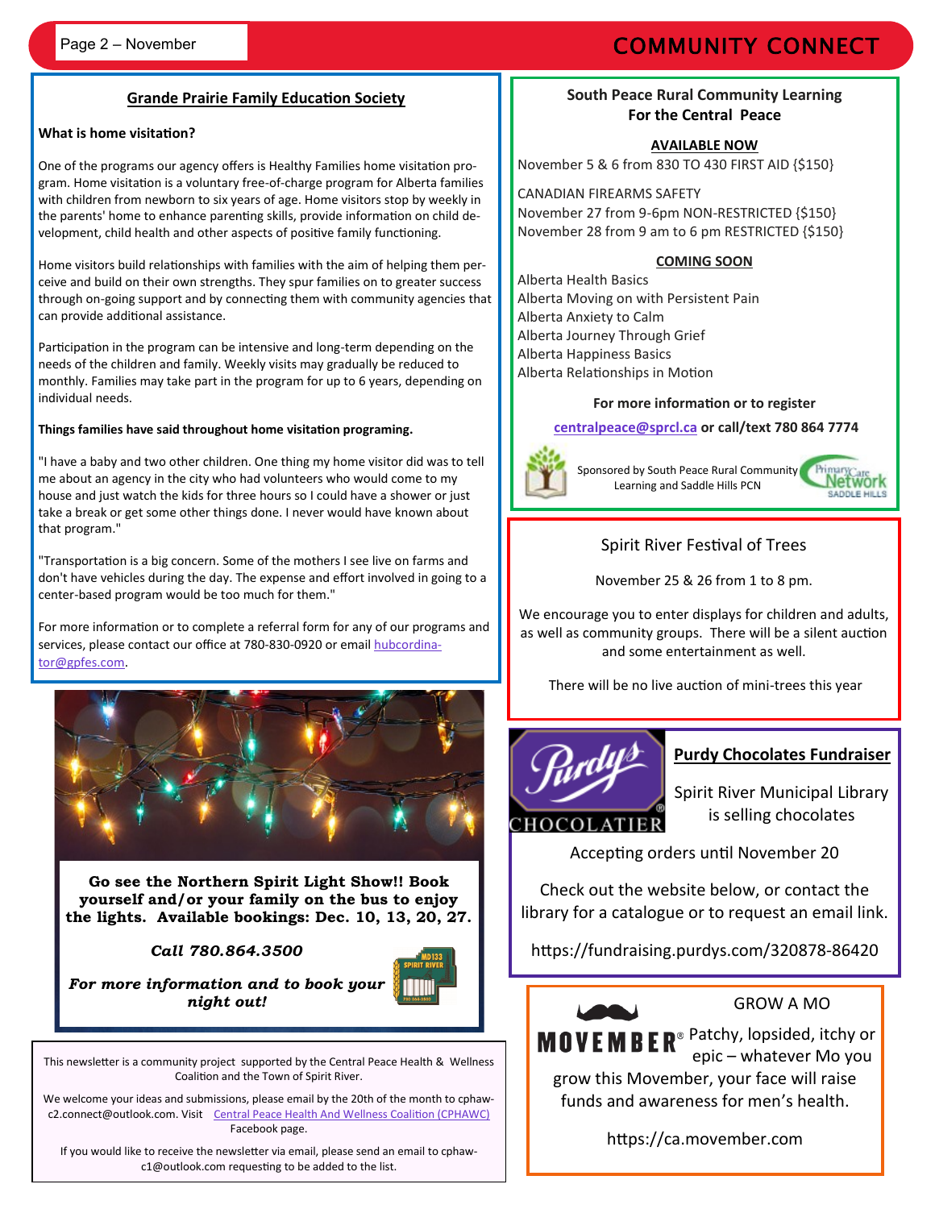## Grande Prairie Family Education Society

**What is home visitation?**

One of the programs our agency offers is Healthy Families home visitation program. Home visitation is a voluntary free-of-charge program for Alberta families with children from newborn to six years of age. Home visitors stop by weekly in the parents' home to enhance parenting skills, provide information on child development, child health and other aspects of positive family functioning.

Home visitors build relationships with families with the aim of helping them perceive and build on their own strengths. They spur families on to greater success through on-going support and by connecting them with community agencies that can provide additional assistance.

Participation in the program can be intensive and long-term depending on the needs of the children and family. Weekly visits may gradually be reduced to monthly. Families may take part in the program for up to 6 years, depending on individual needs.

**Things families have said throughout home visitation programing.**

"I have a baby and two other children. One thing my home visitor did was to tell me about an agency in the city who had volunteers who would come to my house and just watch the kids for three hours so I could have a shower or just take a break or get some other things done. I never would have known about that program."

"Transportation is a big concern. Some of the mothers I see live on farms and don't have vehicles during the day. The expense and effort involved in going to a center-based program would be too much for them."

For more information or to complete a referral form for any of our programs and services, please contact our office at 780-830-0920 or email hubcordinator@gpfes.com.

**Go see the Northern Spirit Light Show!! Book yourself and/or your family on the bus to enjoy the lights. Available bookings: Dec. 10, 13, 20, 27.**

***Call 780.864.3500***

***For more information and to book your night out!***

This newsletter is a community project supported by the Central Peace Health & Wellness Coalition and the Town of Spirit River.

We welcome your ideas and submissions, please email by the 20th of the month to cphawc2.connect@outlook.com. Visit Central Peace Health And Wellness Coalition (CPHAWC) Facebook page.

If you would like to receive the newsletter via email, please send an email to cphawc1@outlook.com requesting to be added to the list.

## South Peace Rural Community Learning For the Central Peace

**AVAILABLE NOW**

November 5 & 6 from 830 TO 430 FIRST AID {$150}

CANADIAN FIREARMS SAFETY
November 27 from 9-6pm NON-RESTRICTED {$150}
November 28 from 9 am to 6 pm RESTRICTED {$150}

**COMING SOON**

Alberta Health Basics
Alberta Moving on with Persistent Pain
Alberta Anxiety to Calm
Alberta Journey Through Grief
Alberta Happiness Basics
Alberta Relationships in Motion

**For more information or to register**

**centralpeace@sprcl.ca or call/text 780 864 7774**

Sponsored by South Peace Rural Community Learning and Saddle Hills PCN

## Spirit River Festival of Trees

November 25 & 26 from 1 to 8 pm.

We encourage you to enter displays for children and adults, as well as community groups. There will be a silent auction and some entertainment as well.

There will be no live auction of mini-trees this year

## Purdy Chocolates Fundraiser

Spirit River Municipal Library is selling chocolates

Accepting orders until November 20

Check out the website below, or contact the library for a catalogue or to request an email link.

https://fundraising.purdys.com/320878-86420

## GROW A MO

MOVEMBER® Patchy, lopsided, itchy or epic – whatever Mo you grow this Movember, your face will raise funds and awareness for men's health.

https://ca.movember.com